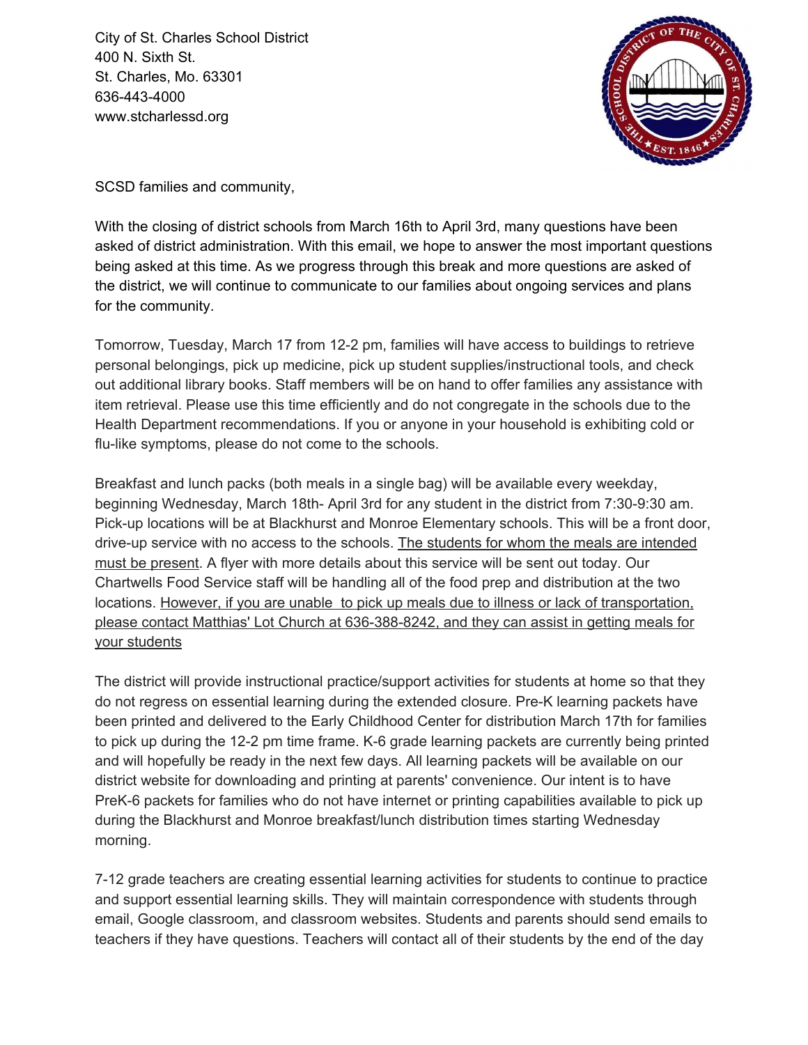City of St. Charles School District
400 N. Sixth St.
St. Charles, Mo. 63301
636-443-4000
www.stcharlessd.org

SCSD families and community,

With the closing of district schools from March 16th to April 3rd, many questions have been asked of district administration. With this email, we hope to answer the most important questions being asked at this time. As we progress through this break and more questions are asked of the district, we will continue to communicate to our families about ongoing services and plans for the community.

Tomorrow, Tuesday, March 17 from 12-2 pm, families will have access to buildings to retrieve personal belongings, pick up medicine, pick up student supplies/instructional tools, and check out additional library books. Staff members will be on hand to offer families any assistance with item retrieval. Please use this time efficiently and do not congregate in the schools due to the Health Department recommendations. If you or anyone in your household is exhibiting cold or flu-like symptoms, please do not come to the schools.

Breakfast and lunch packs (both meals in a single bag) will be available every weekday, beginning Wednesday, March 18th- April 3rd for any student in the district from 7:30-9:30 am. Pick-up locations will be at Blackhurst and Monroe Elementary schools. This will be a front door, drive-up service with no access to the schools. <u>The students for whom the meals are intended must be present</u>. A flyer with more details about this service will be sent out today. Our Chartwells Food Service staff will be handling all of the food prep and distribution at the two locations. <u>However, if you are unable to pick up meals due to illness or lack of transportation, please contact Matthias' Lot Church at 636-388-8242, and they can assist in getting meals for your students</u>

The district will provide instructional practice/support activities for students at home so that they do not regress on essential learning during the extended closure. Pre-K learning packets have been printed and delivered to the Early Childhood Center for distribution March 17th for families to pick up during the 12-2 pm time frame. K-6 grade learning packets are currently being printed and will hopefully be ready in the next few days. All learning packets will be available on our district website for downloading and printing at parents' convenience. Our intent is to have PreK-6 packets for families who do not have internet or printing capabilities available to pick up during the Blackhurst and Monroe breakfast/lunch distribution times starting Wednesday morning.

7-12 grade teachers are creating essential learning activities for students to continue to practice and support essential learning skills. They will maintain correspondence with students through email, Google classroom, and classroom websites. Students and parents should send emails to teachers if they have questions. Teachers will contact all of their students by the end of the day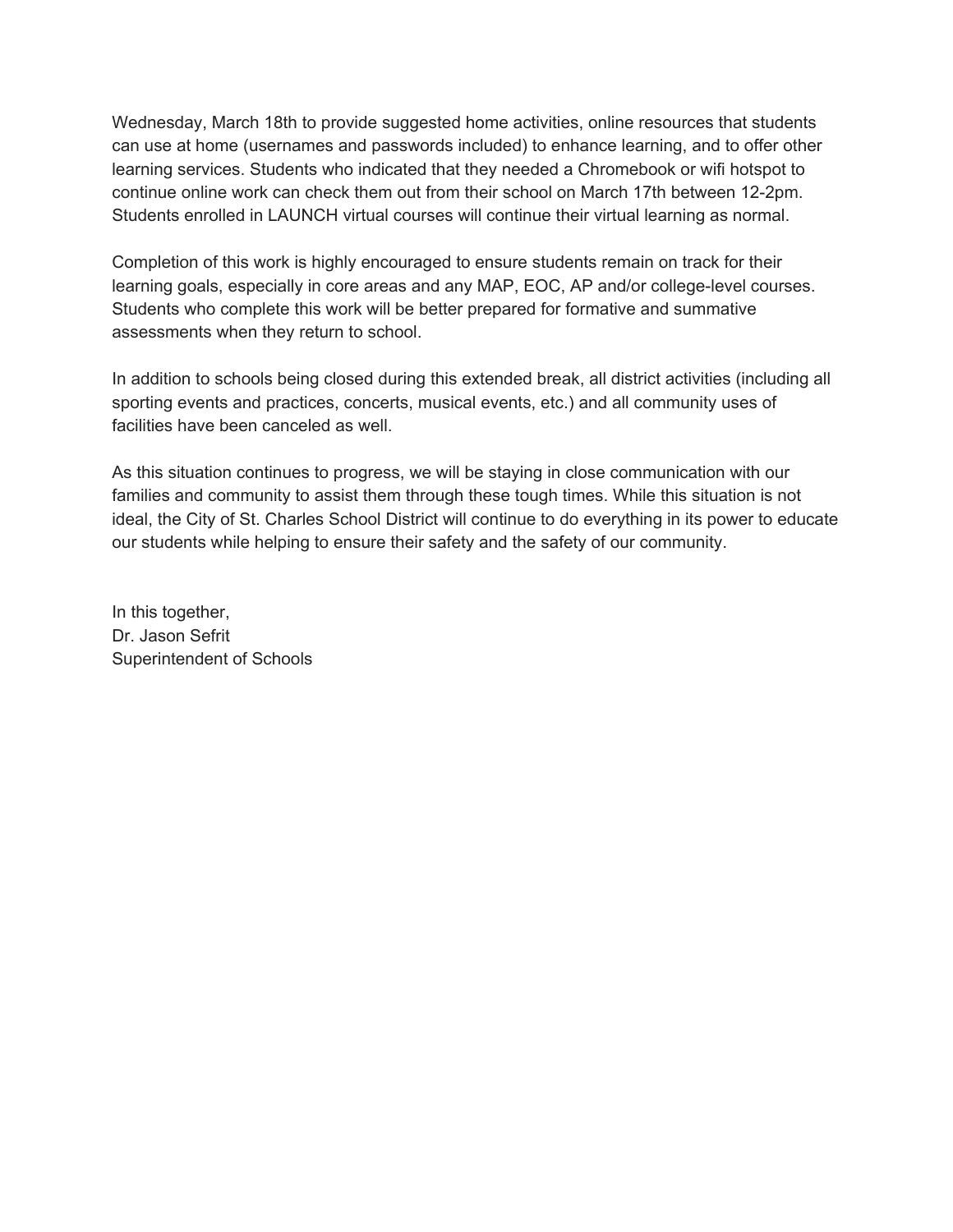Wednesday, March 18th to provide suggested home activities, online resources that students can use at home (usernames and passwords included) to enhance learning, and to offer other learning services. Students who indicated that they needed a Chromebook or wifi hotspot to continue online work can check them out from their school on March 17th between 12-2pm. Students enrolled in LAUNCH virtual courses will continue their virtual learning as normal.

Completion of this work is highly encouraged to ensure students remain on track for their learning goals, especially in core areas and any MAP, EOC, AP and/or college-level courses. Students who complete this work will be better prepared for formative and summative assessments when they return to school.

In addition to schools being closed during this extended break, all district activities (including all sporting events and practices, concerts, musical events, etc.) and all community uses of facilities have been canceled as well.

As this situation continues to progress, we will be staying in close communication with our families and community to assist them through these tough times. While this situation is not ideal, the City of St. Charles School District will continue to do everything in its power to educate our students while helping to ensure their safety and the safety of our community.

In this together,  
Dr. Jason Sefrit  
Superintendent of Schools